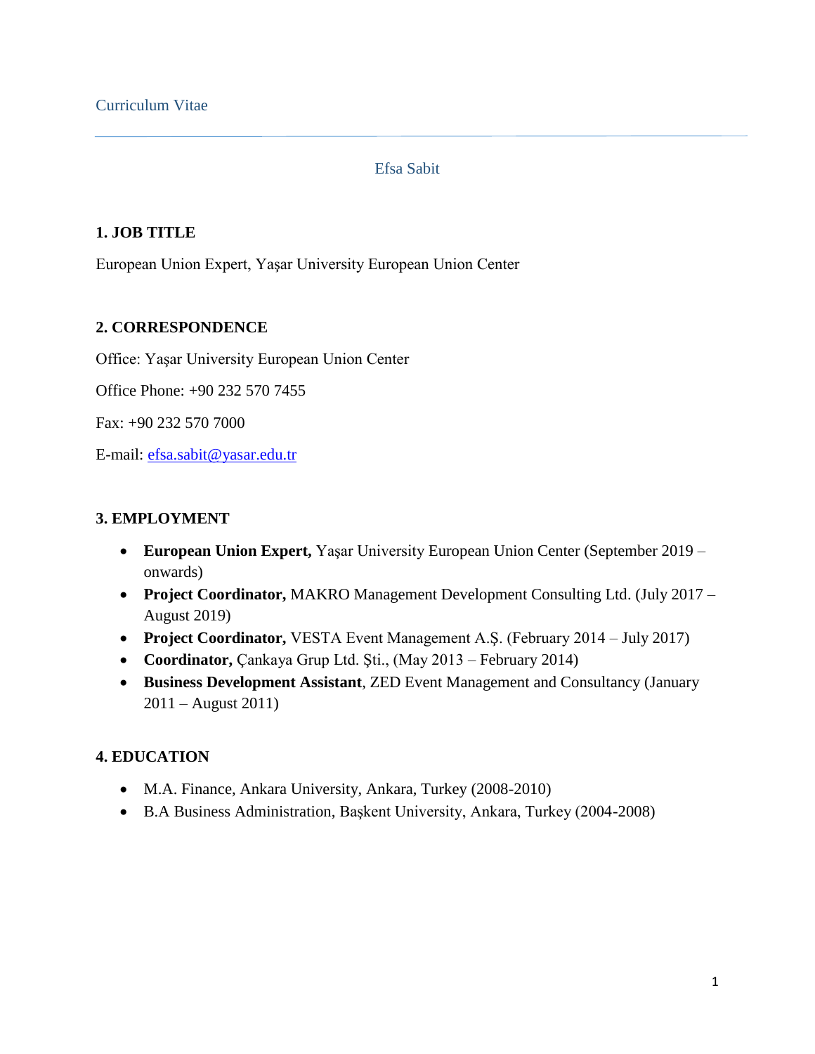Curriculum Vitae

---

Efsa Sabit

## 1. JOB TITLE

European Union Expert, Yaşar University European Union Center

## 2. CORRESPONDENCE

Office: Yaşar University European Union Center

Office Phone: +90 232 570 7455

Fax: +90 232 570 7000

E-mail: efsa.sabit@yasar.edu.tr

## 3. EMPLOYMENT

- **European Union Expert,** Yaşar University European Union Center (September 2019 – onwards)
- **Project Coordinator,** MAKRO Management Development Consulting Ltd. (July 2017 – August 2019)
- **Project Coordinator,** VESTA Event Management A.Ş. (February 2014 – July 2017)
- **Coordinator,** Çankaya Grup Ltd. Şti., (May 2013 – February 2014)
- **Business Development Assistant**, ZED Event Management and Consultancy (January 2011 – August 2011)

## 4. EDUCATION

- M.A. Finance, Ankara University, Ankara, Turkey (2008-2010)
- B.A Business Administration, Başkent University, Ankara, Turkey (2004-2008)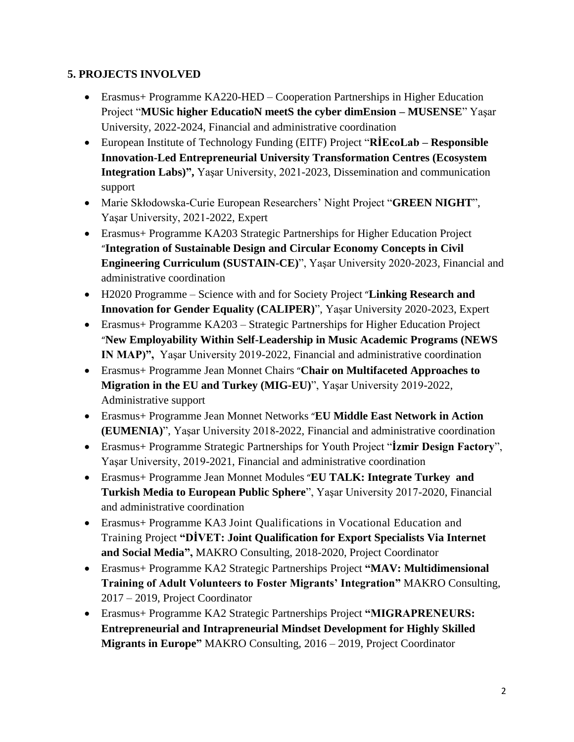## 5. PROJECTS INVOLVED

- Erasmus+ Programme KA220-HED – Cooperation Partnerships in Higher Education Project "**MUSic higher EducatioN meetS the cyber dimEnsion – MUSENSE**" Yaşar University, 2022-2024, Financial and administrative coordination
- European Institute of Technology Funding (EITF) Project "**RİEcoLab – Responsible Innovation-Led Entrepreneurial University Transformation Centres (Ecosystem Integration Labs)",** Yaşar University, 2021-2023, Dissemination and communication support
- Marie Skłodowska-Curie European Researchers' Night Project "**GREEN NIGHT**", Yaşar University, 2021-2022, Expert
- Erasmus+ Programme KA203 Strategic Partnerships for Higher Education Project "**Integration of Sustainable Design and Circular Economy Concepts in Civil Engineering Curriculum (SUSTAIN-CE)**", Yaşar University 2020-2023, Financial and administrative coordination
- H2020 Programme – Science with and for Society Project "**Linking Research and Innovation for Gender Equality (CALIPER)**", Yaşar University 2020-2023, Expert
- Erasmus+ Programme KA203 – Strategic Partnerships for Higher Education Project "**New Employability Within Self-Leadership in Music Academic Programs (NEWS IN MAP)",** Yaşar University 2019-2022, Financial and administrative coordination
- Erasmus+ Programme Jean Monnet Chairs "**Chair on Multifaceted Approaches to Migration in the EU and Turkey (MIG-EU)**", Yaşar University 2019-2022, Administrative support
- Erasmus+ Programme Jean Monnet Networks "**EU Middle East Network in Action (EUMENIA)**", Yaşar University 2018-2022, Financial and administrative coordination
- Erasmus+ Programme Strategic Partnerships for Youth Project "**İzmir Design Factory**", Yaşar University, 2019-2021, Financial and administrative coordination
- Erasmus+ Programme Jean Monnet Modules "**EU TALK: Integrate Turkey and Turkish Media to European Public Sphere**", Yaşar University 2017-2020, Financial and administrative coordination
- Erasmus+ Programme KA3 Joint Qualifications in Vocational Education and Training Project **"DİVET: Joint Qualification for Export Specialists Via Internet and Social Media",** MAKRO Consulting, 2018-2020, Project Coordinator
- Erasmus+ Programme KA2 Strategic Partnerships Project **"MAV: Multidimensional Training of Adult Volunteers to Foster Migrants' Integration"** MAKRO Consulting, 2017 – 2019, Project Coordinator
- Erasmus+ Programme KA2 Strategic Partnerships Project **"MIGRAPRENEURS: Entrepreneurial and Intrapreneurial Mindset Development for Highly Skilled Migrants in Europe"** MAKRO Consulting, 2016 – 2019, Project Coordinator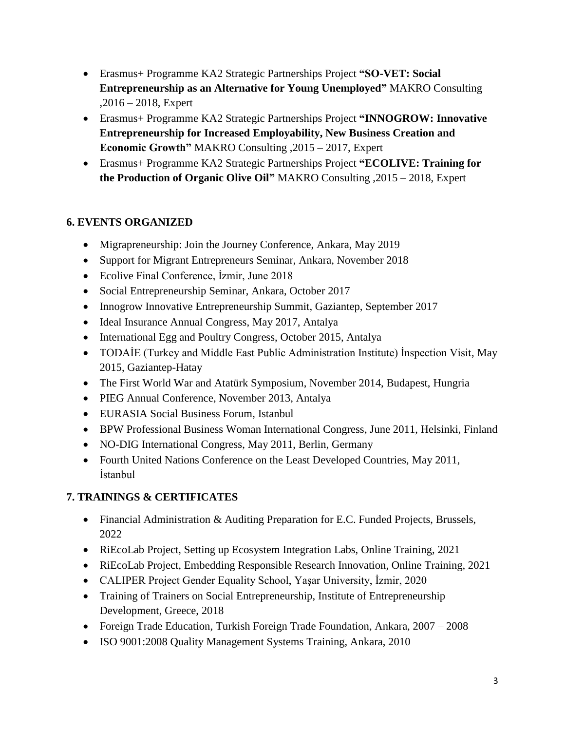- Erasmus+ Programme KA2 Strategic Partnerships Project **"SO-VET: Social Entrepreneurship as an Alternative for Young Unemployed"** MAKRO Consulting ,2016 – 2018, Expert
- Erasmus+ Programme KA2 Strategic Partnerships Project **"INNOGROW: Innovative Entrepreneurship for Increased Employability, New Business Creation and Economic Growth"** MAKRO Consulting ,2015 – 2017, Expert
- Erasmus+ Programme KA2 Strategic Partnerships Project **"ECOLIVE: Training for the Production of Organic Olive Oil"** MAKRO Consulting ,2015 – 2018, Expert

## 6. EVENTS ORGANIZED

- Migrapreneurship: Join the Journey Conference, Ankara, May 2019
- Support for Migrant Entrepreneurs Seminar, Ankara, November 2018
- Ecolive Final Conference, İzmir, June 2018
- Social Entrepreneurship Seminar, Ankara, October 2017
- Innogrow Innovative Entrepreneurship Summit, Gaziantep, September 2017
- Ideal Insurance Annual Congress, May 2017, Antalya
- International Egg and Poultry Congress, October 2015, Antalya
- TODAİE (Turkey and Middle East Public Administration Institute) İnspection Visit, May 2015, Gaziantep-Hatay
- The First World War and Atatürk Symposium, November 2014, Budapest, Hungria
- PIEG Annual Conference, November 2013, Antalya
- EURASIA Social Business Forum, Istanbul
- BPW Professional Business Woman International Congress, June 2011, Helsinki, Finland
- NO-DIG International Congress, May 2011, Berlin, Germany
- Fourth United Nations Conference on the Least Developed Countries, May 2011, İstanbul

## 7. TRAININGS & CERTIFICATES

- Financial Administration & Auditing Preparation for E.C. Funded Projects, Brussels, 2022
- RiEcoLab Project, Setting up Ecosystem Integration Labs, Online Training, 2021
- RiEcoLab Project, Embedding Responsible Research Innovation, Online Training, 2021
- CALIPER Project Gender Equality School, Yaşar University, İzmir, 2020
- Training of Trainers on Social Entrepreneurship, Institute of Entrepreneurship Development, Greece, 2018
- Foreign Trade Education, Turkish Foreign Trade Foundation, Ankara, 2007 – 2008
- ISO 9001:2008 Quality Management Systems Training, Ankara, 2010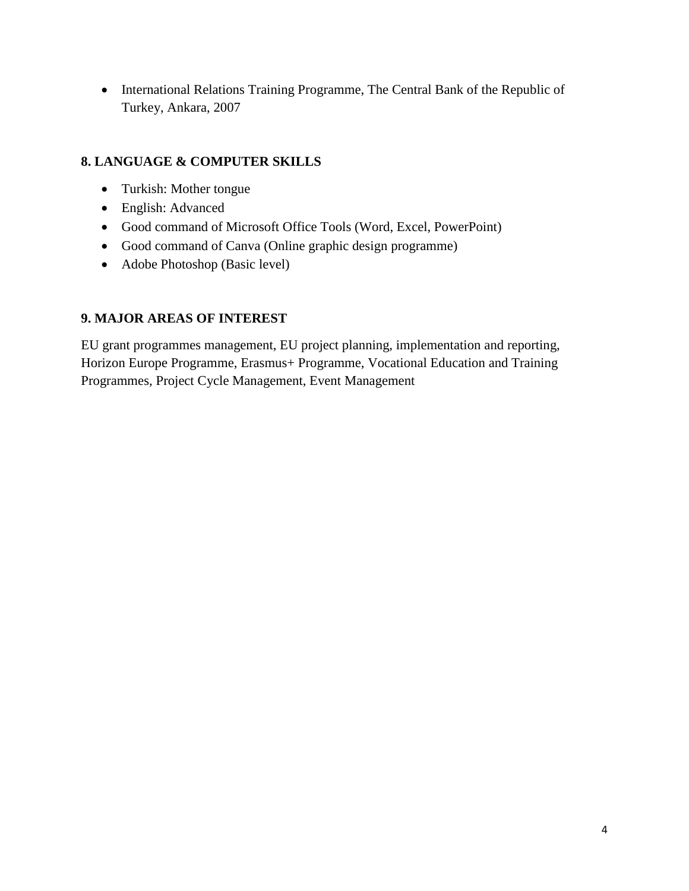- International Relations Training Programme, The Central Bank of the Republic of Turkey, Ankara, 2007

## 8. LANGUAGE & COMPUTER SKILLS

- Turkish: Mother tongue
- English: Advanced
- Good command of Microsoft Office Tools (Word, Excel, PowerPoint)
- Good command of Canva (Online graphic design programme)
- Adobe Photoshop (Basic level)

## 9. MAJOR AREAS OF INTEREST

EU grant programmes management, EU project planning, implementation and reporting, Horizon Europe Programme, Erasmus+ Programme, Vocational Education and Training Programmes, Project Cycle Management, Event Management